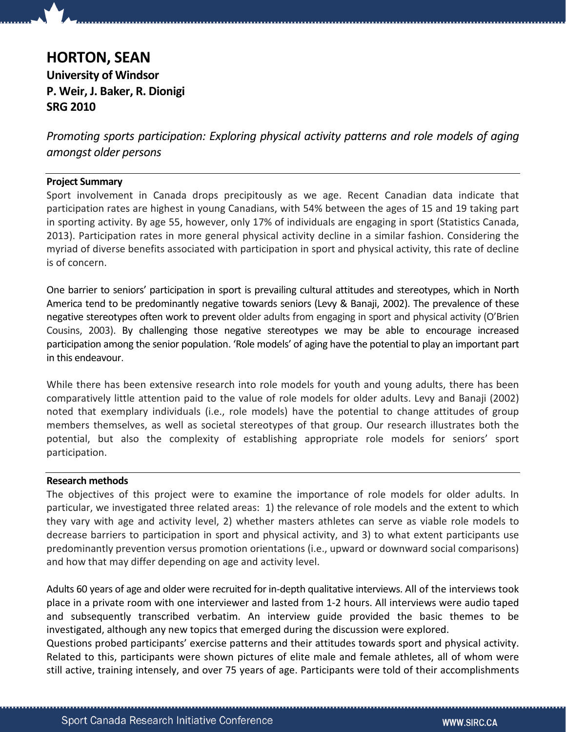# HORTON, SEAN

**University of Windsor**
**P. Weir, J. Baker, R. Dionigi**
**SRG 2010**

*Promoting sports participation: Exploring physical activity patterns and role models of aging amongst older persons*

## Project Summary

Sport involvement in Canada drops precipitously as we age. Recent Canadian data indicate that participation rates are highest in young Canadians, with 54% between the ages of 15 and 19 taking part in sporting activity. By age 55, however, only 17% of individuals are engaging in sport (Statistics Canada, 2013). Participation rates in more general physical activity decline in a similar fashion. Considering the myriad of diverse benefits associated with participation in sport and physical activity, this rate of decline is of concern.

One barrier to seniors' participation in sport is prevailing cultural attitudes and stereotypes, which in North America tend to be predominantly negative towards seniors (Levy & Banaji, 2002). The prevalence of these negative stereotypes often work to prevent older adults from engaging in sport and physical activity (O'Brien Cousins, 2003). By challenging those negative stereotypes we may be able to encourage increased participation among the senior population. 'Role models' of aging have the potential to play an important part in this endeavour.

While there has been extensive research into role models for youth and young adults, there has been comparatively little attention paid to the value of role models for older adults. Levy and Banaji (2002) noted that exemplary individuals (i.e., role models) have the potential to change attitudes of group members themselves, as well as societal stereotypes of that group. Our research illustrates both the potential, but also the complexity of establishing appropriate role models for seniors' sport participation.

## Research methods

The objectives of this project were to examine the importance of role models for older adults. In particular, we investigated three related areas: 1) the relevance of role models and the extent to which they vary with age and activity level, 2) whether masters athletes can serve as viable role models to decrease barriers to participation in sport and physical activity, and 3) to what extent participants use predominantly prevention versus promotion orientations (i.e., upward or downward social comparisons) and how that may differ depending on age and activity level.

Adults 60 years of age and older were recruited for in-depth qualitative interviews. All of the interviews took place in a private room with one interviewer and lasted from 1-2 hours. All interviews were audio taped and subsequently transcribed verbatim. An interview guide provided the basic themes to be investigated, although any new topics that emerged during the discussion were explored.
Questions probed participants' exercise patterns and their attitudes towards sport and physical activity. Related to this, participants were shown pictures of elite male and female athletes, all of whom were still active, training intensely, and over 75 years of age. Participants were told of their accomplishments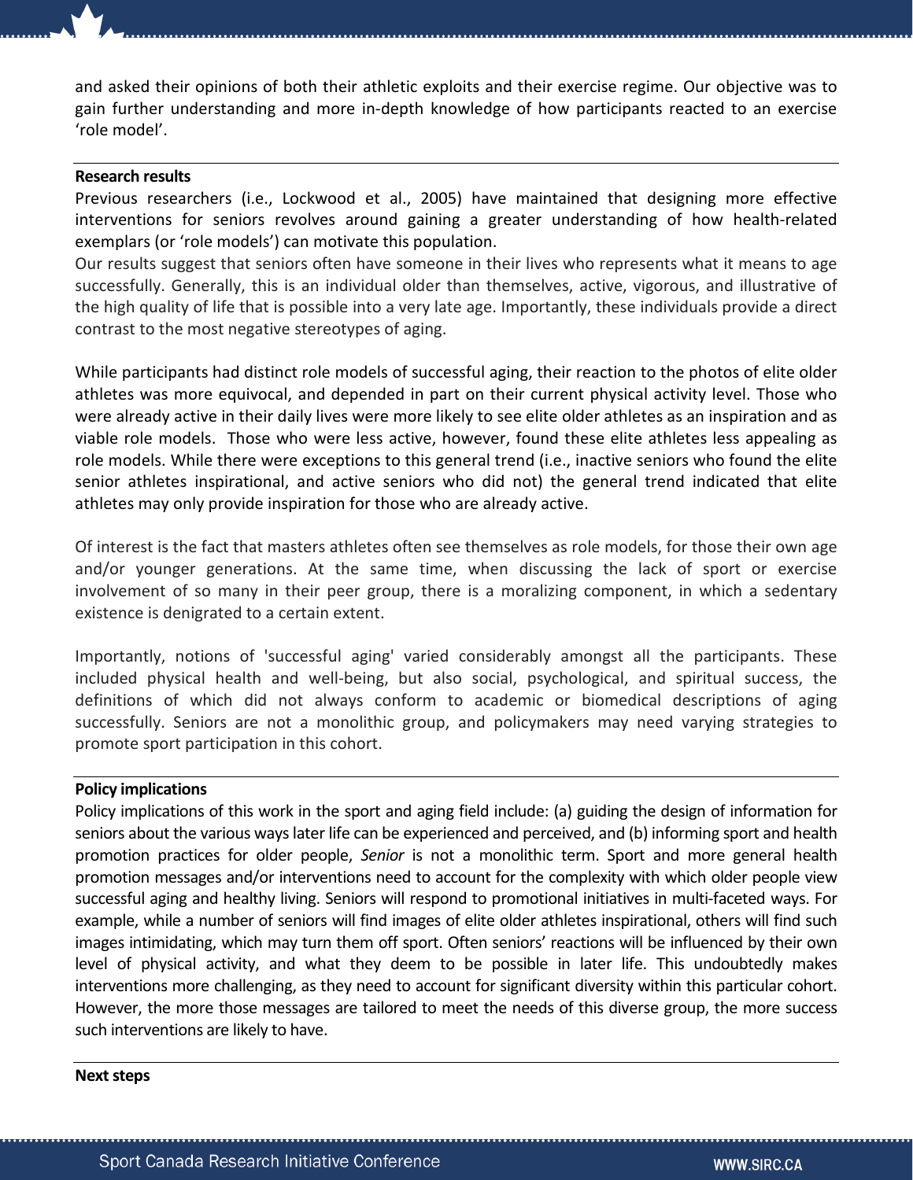and asked their opinions of both their athletic exploits and their exercise regime. Our objective was to gain further understanding and more in-depth knowledge of how participants reacted to an exercise 'role model'.

**Research results**

Previous researchers (i.e., Lockwood et al., 2005) have maintained that designing more effective interventions for seniors revolves around gaining a greater understanding of how health-related exemplars (or 'role models') can motivate this population.

Our results suggest that seniors often have someone in their lives who represents what it means to age successfully. Generally, this is an individual older than themselves, active, vigorous, and illustrative of the high quality of life that is possible into a very late age. Importantly, these individuals provide a direct contrast to the most negative stereotypes of aging.

While participants had distinct role models of successful aging, their reaction to the photos of elite older athletes was more equivocal, and depended in part on their current physical activity level. Those who were already active in their daily lives were more likely to see elite older athletes as an inspiration and as viable role models. Those who were less active, however, found these elite athletes less appealing as role models. While there were exceptions to this general trend (i.e., inactive seniors who found the elite senior athletes inspirational, and active seniors who did not) the general trend indicated that elite athletes may only provide inspiration for those who are already active.

Of interest is the fact that masters athletes often see themselves as role models, for those their own age and/or younger generations. At the same time, when discussing the lack of sport or exercise involvement of so many in their peer group, there is a moralizing component, in which a sedentary existence is denigrated to a certain extent.

Importantly, notions of 'successful aging' varied considerably amongst all the participants. These included physical health and well-being, but also social, psychological, and spiritual success, the definitions of which did not always conform to academic or biomedical descriptions of aging successfully. Seniors are not a monolithic group, and policymakers may need varying strategies to promote sport participation in this cohort.

**Policy implications**

Policy implications of this work in the sport and aging field include: (a) guiding the design of information for seniors about the various ways later life can be experienced and perceived, and (b) informing sport and health promotion practices for older people, *Senior* is not a monolithic term. Sport and more general health promotion messages and/or interventions need to account for the complexity with which older people view successful aging and healthy living. Seniors will respond to promotional initiatives in multi-faceted ways. For example, while a number of seniors will find images of elite older athletes inspirational, others will find such images intimidating, which may turn them off sport. Often seniors' reactions will be influenced by their own level of physical activity, and what they deem to be possible in later life. This undoubtedly makes interventions more challenging, as they need to account for significant diversity within this particular cohort. However, the more those messages are tailored to meet the needs of this diverse group, the more success such interventions are likely to have.

**Next steps**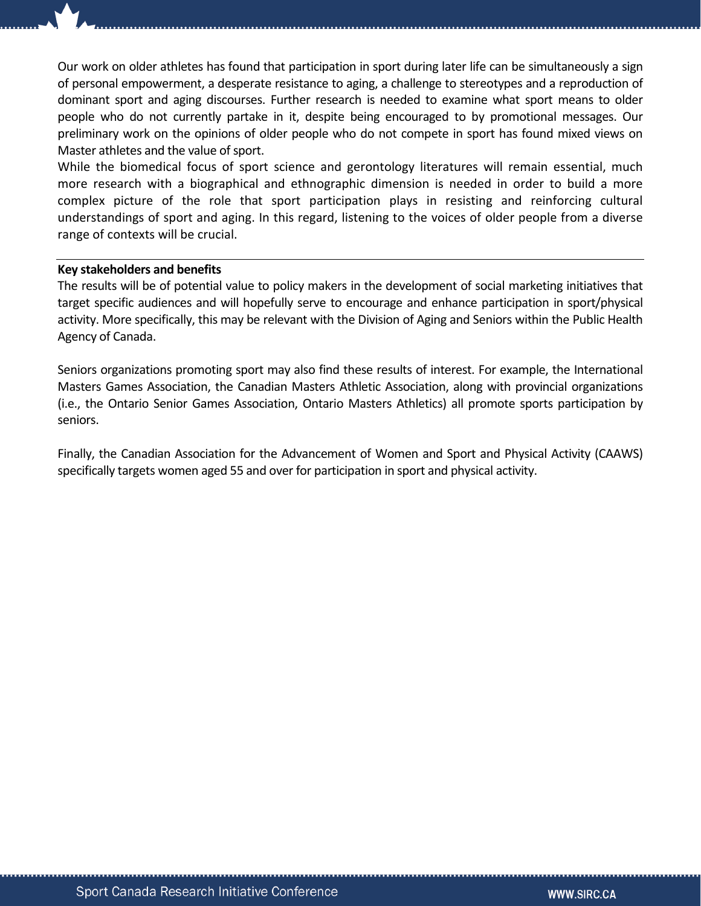Our work on older athletes has found that participation in sport during later life can be simultaneously a sign of personal empowerment, a desperate resistance to aging, a challenge to stereotypes and a reproduction of dominant sport and aging discourses. Further research is needed to examine what sport means to older people who do not currently partake in it, despite being encouraged to by promotional messages. Our preliminary work on the opinions of older people who do not compete in sport has found mixed views on Master athletes and the value of sport.

While the biomedical focus of sport science and gerontology literatures will remain essential, much more research with a biographical and ethnographic dimension is needed in order to build a more complex picture of the role that sport participation plays in resisting and reinforcing cultural understandings of sport and aging. In this regard, listening to the voices of older people from a diverse range of contexts will be crucial.

---

**Key stakeholders and benefits**

The results will be of potential value to policy makers in the development of social marketing initiatives that target specific audiences and will hopefully serve to encourage and enhance participation in sport/physical activity. More specifically, this may be relevant with the Division of Aging and Seniors within the Public Health Agency of Canada.

Seniors organizations promoting sport may also find these results of interest. For example, the International Masters Games Association, the Canadian Masters Athletic Association, along with provincial organizations (i.e., the Ontario Senior Games Association, Ontario Masters Athletics) all promote sports participation by seniors.

Finally, the Canadian Association for the Advancement of Women and Sport and Physical Activity (CAAWS) specifically targets women aged 55 and over for participation in sport and physical activity.